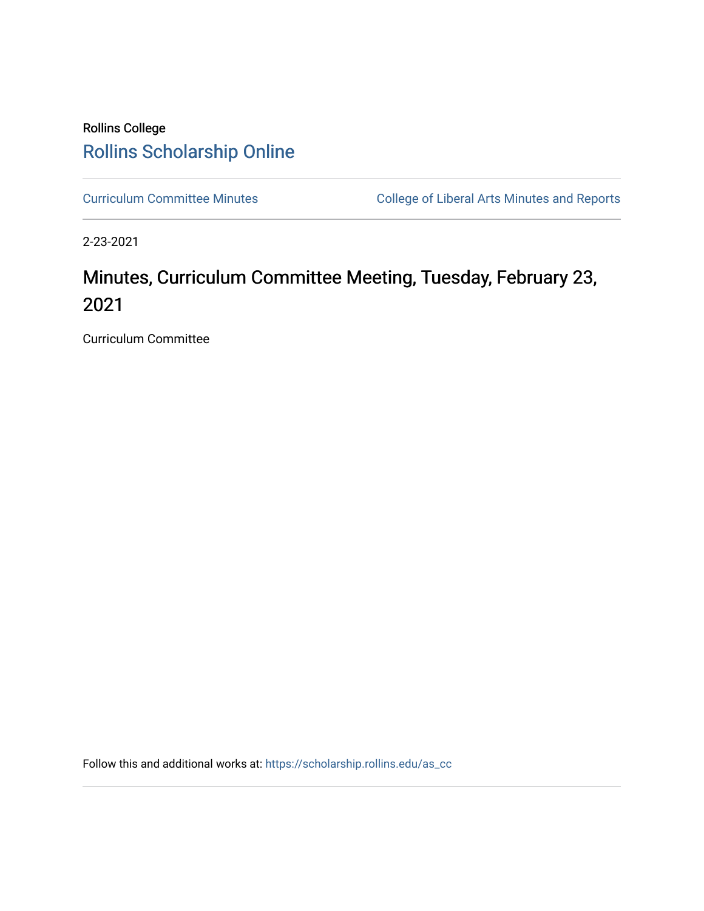Rollins College

## Rollins Scholarship Online

Curriculum Committee Minutes | College of Liberal Arts Minutes and Reports

2-23-2021

# Minutes, Curriculum Committee Meeting, Tuesday, February 23, 2021

Curriculum Committee

Follow this and additional works at: https://scholarship.rollins.edu/as_cc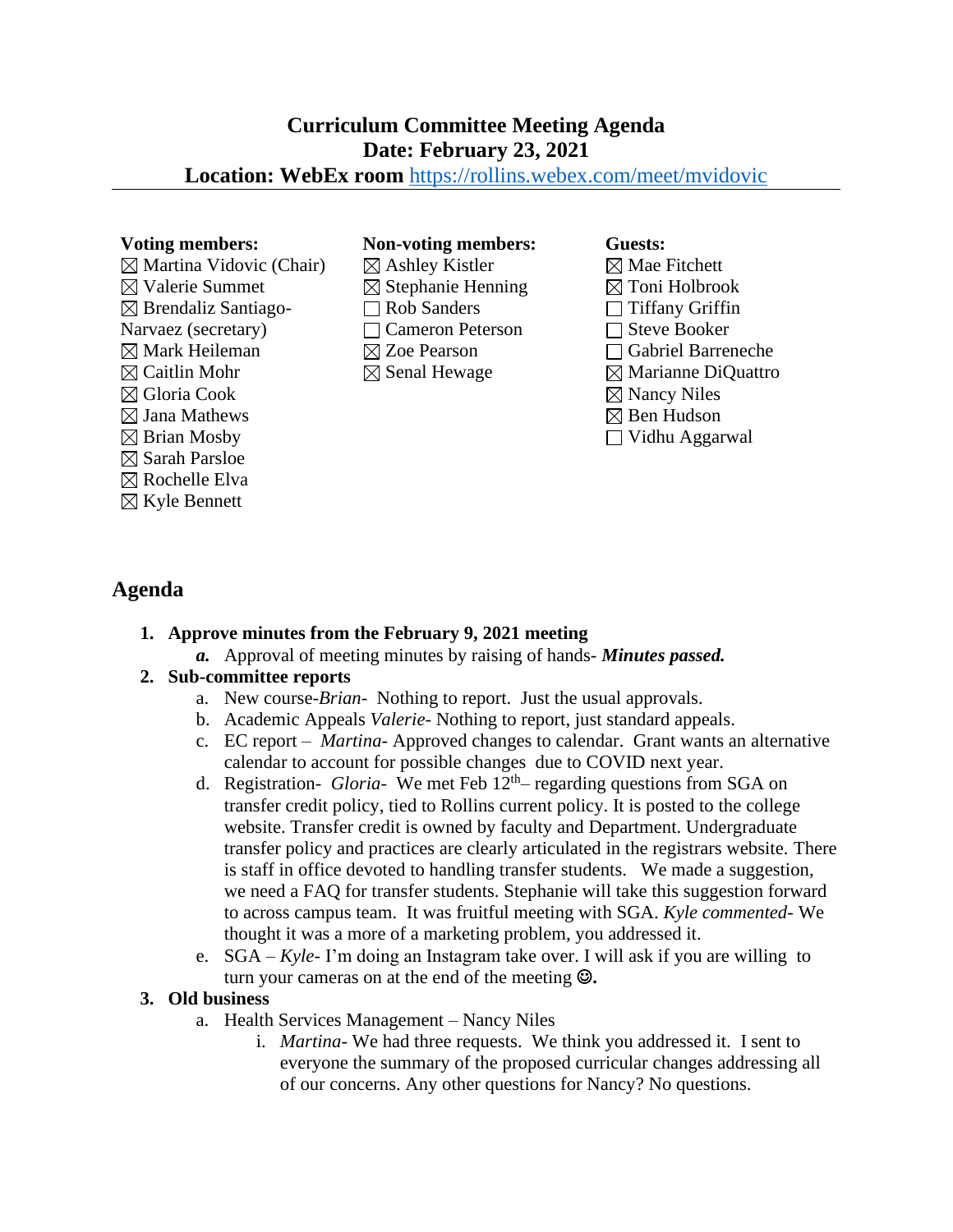# Curriculum Committee Meeting Agenda
## Date: February 23, 2021
## Location: WebEx room https://rollins.webex.com/meet/mvidovic

---

**Voting members:**
- ☒ Martina Vidovic (Chair)
- ☒ Valerie Summet
- ☒ Brendaliz Santiago-Narvaez (secretary)
- ☒ Mark Heileman
- ☒ Caitlin Mohr
- ☒ Gloria Cook
- ☒ Jana Mathews
- ☒ Brian Mosby
- ☒ Sarah Parsloe
- ☒ Rochelle Elva
- ☒ Kyle Bennett

**Non-voting members:**
- ☒ Ashley Kistler
- ☒ Stephanie Henning
- ☐ Rob Sanders
- ☐ Cameron Peterson
- ☒ Zoe Pearson
- ☒ Senal Hewage

**Guests:**
- ☒ Mae Fitchett
- ☒ Toni Holbrook
- ☐ Tiffany Griffin
- ☐ Steve Booker
- ☐ Gabriel Barreneche
- ☒ Marianne DiQuattro
- ☒ Nancy Niles
- ☒ Ben Hudson
- ☐ Vidhu Aggarwal

## Agenda

1. **Approve minutes from the February 9, 2021 meeting**
   a. Approval of meeting minutes by raising of hands- ***Minutes passed.***
2. **Sub-committee reports**
   a. New course-*Brian*- Nothing to report. Just the usual approvals.
   b. Academic Appeals *Valerie*- Nothing to report, just standard appeals.
   c. EC report – *Martina*- Approved changes to calendar. Grant wants an alternative calendar to account for possible changes due to COVID next year.
   d. Registration- *Gloria*- We met Feb 12th– regarding questions from SGA on transfer credit policy, tied to Rollins current policy. It is posted to the college website. Transfer credit is owned by faculty and Department. Undergraduate transfer policy and practices are clearly articulated in the registrars website. There is staff in office devoted to handling transfer students. We made a suggestion, we need a FAQ for transfer students. Stephanie will take this suggestion forward to across campus team. It was fruitful meeting with SGA. *Kyle commented*- We thought it was a more of a marketing problem, you addressed it.
   e. SGA – *Kyle*- I'm doing an Instagram take over. I will ask if you are willing to turn your cameras on at the end of the meeting ☺.
3. **Old business**
   a. Health Services Management – Nancy Niles
      i. *Martina*- We had three requests. We think you addressed it. I sent to everyone the summary of the proposed curricular changes addressing all of our concerns. Any other questions for Nancy? No questions.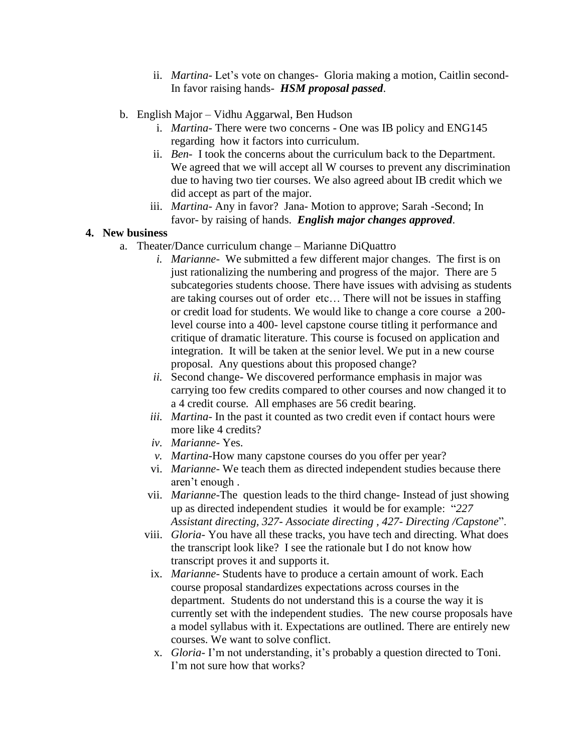ii. *Martina*- Let's vote on changes- Gloria making a motion, Caitlin second- In favor raising hands- ***HSM proposal passed***.

b. English Major – Vidhu Aggarwal, Ben Hudson

   i. *Martina*- There were two concerns - One was IB policy and ENG145 regarding how it factors into curriculum.

   ii. *Ben*- I took the concerns about the curriculum back to the Department. We agreed that we will accept all W courses to prevent any discrimination due to having two tier courses. We also agreed about IB credit which we did accept as part of the major.

   iii. *Martina*- Any in favor? Jana- Motion to approve; Sarah -Second; In favor- by raising of hands. ***English major changes approved***.

**4. New business**

a. Theater/Dance curriculum change – Marianne DiQuattro

   *i.* *Marianne*- We submitted a few different major changes. The first is on just rationalizing the numbering and progress of the major. There are 5 subcategories students choose. There have issues with advising as students are taking courses out of order etc… There will not be issues in staffing or credit load for students. We would like to change a core course a 200-level course into a 400- level capstone course titling it performance and critique of dramatic literature. This course is focused on application and integration. It will be taken at the senior level. We put in a new course proposal. Any questions about this proposed change?

   *ii.* Second change- We discovered performance emphasis in major was carrying too few credits compared to other courses and now changed it to a 4 credit course. All emphases are 56 credit bearing.

   *iii.* *Martina*- In the past it counted as two credit even if contact hours were more like 4 credits?

   *iv.* *Marianne*- Yes.

   *v.* *Martina*-How many capstone courses do you offer per year?

   vi. *Marianne*- We teach them as directed independent studies because there aren't enough .

   vii. *Marianne*-The question leads to the third change- Instead of just showing up as directed independent studies it would be for example: "*227 Assistant directing, 327- Associate directing , 427- Directing /Capstone*".

   viii. *Gloria*- You have all these tracks, you have tech and directing. What does the transcript look like? I see the rationale but I do not know how transcript proves it and supports it.

   ix. *Marianne*- Students have to produce a certain amount of work. Each course proposal standardizes expectations across courses in the department. Students do not understand this is a course the way it is currently set with the independent studies. The new course proposals have a model syllabus with it. Expectations are outlined. There are entirely new courses. We want to solve conflict.

   x. *Gloria*- I'm not understanding, it's probably a question directed to Toni. I'm not sure how that works?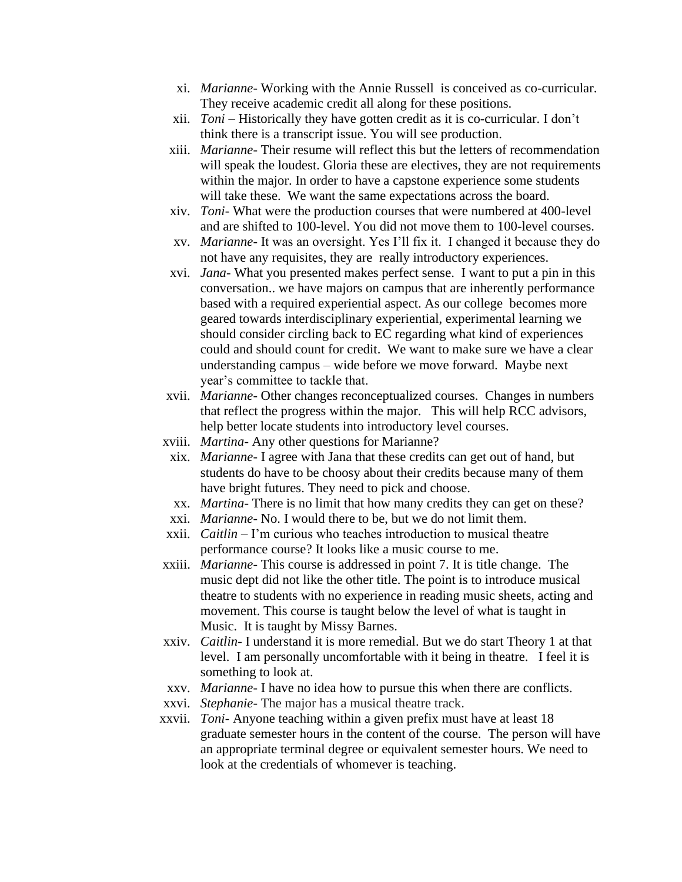xi. *Marianne*- Working with the Annie Russell is conceived as co-curricular. They receive academic credit all along for these positions.

xii. *Toni* – Historically they have gotten credit as it is co-curricular. I don't think there is a transcript issue. You will see production.

xiii. *Marianne*- Their resume will reflect this but the letters of recommendation will speak the loudest. Gloria these are electives, they are not requirements within the major. In order to have a capstone experience some students will take these. We want the same expectations across the board.

xiv. *Toni*- What were the production courses that were numbered at 400-level and are shifted to 100-level. You did not move them to 100-level courses.

xv. *Marianne*- It was an oversight. Yes I'll fix it. I changed it because they do not have any requisites, they are really introductory experiences.

xvi. *Jana*- What you presented makes perfect sense. I want to put a pin in this conversation.. we have majors on campus that are inherently performance based with a required experiential aspect. As our college becomes more geared towards interdisciplinary experiential, experimental learning we should consider circling back to EC regarding what kind of experiences could and should count for credit. We want to make sure we have a clear understanding campus – wide before we move forward. Maybe next year's committee to tackle that.

xvii. *Marianne*- Other changes reconceptualized courses. Changes in numbers that reflect the progress within the major. This will help RCC advisors, help better locate students into introductory level courses.

xviii. *Martina*- Any other questions for Marianne?

xix. *Marianne*- I agree with Jana that these credits can get out of hand, but students do have to be choosy about their credits because many of them have bright futures. They need to pick and choose.

xx. *Martina*- There is no limit that how many credits they can get on these?

xxi. *Marianne*- No. I would there to be, but we do not limit them.

xxii. *Caitlin* – I'm curious who teaches introduction to musical theatre performance course? It looks like a music course to me.

xxiii. *Marianne*- This course is addressed in point 7. It is title change. The music dept did not like the other title. The point is to introduce musical theatre to students with no experience in reading music sheets, acting and movement. This course is taught below the level of what is taught in Music. It is taught by Missy Barnes.

xxiv. *Caitlin*- I understand it is more remedial. But we do start Theory 1 at that level. I am personally uncomfortable with it being in theatre. I feel it is something to look at.

xxv. *Marianne*- I have no idea how to pursue this when there are conflicts.

xxvi. *Stephanie*- The major has a musical theatre track.

xxvii. *Toni*- Anyone teaching within a given prefix must have at least 18 graduate semester hours in the content of the course. The person will have an appropriate terminal degree or equivalent semester hours. We need to look at the credentials of whomever is teaching.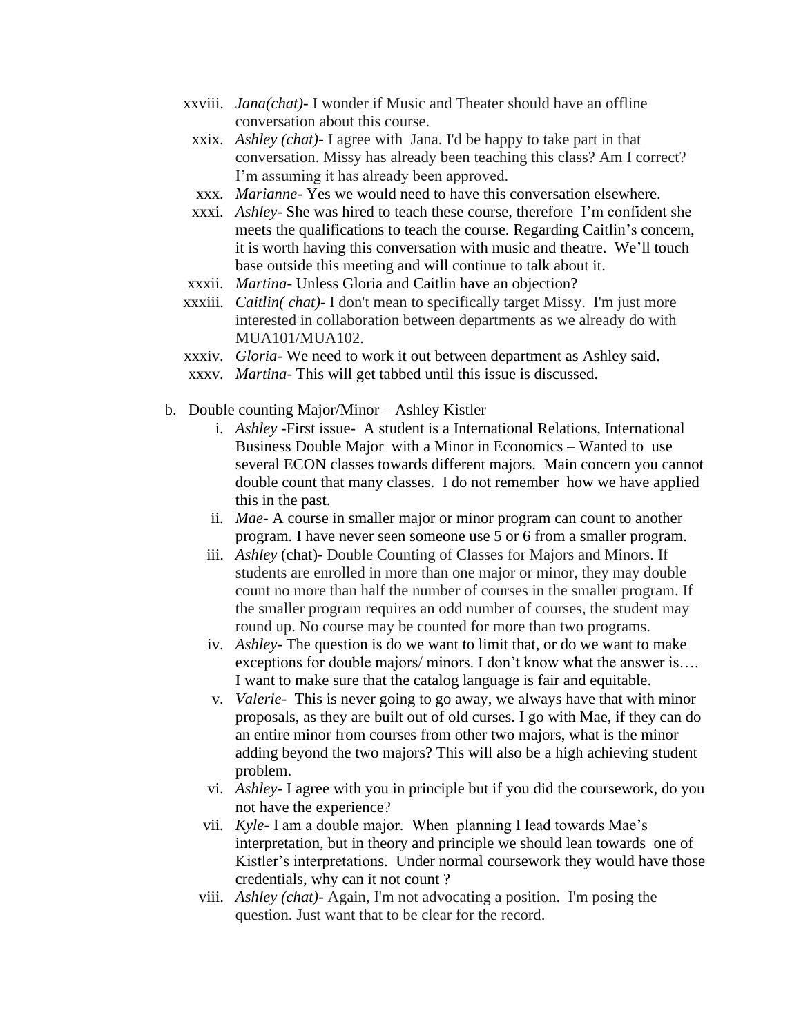xxviii. *Jana(chat)*- I wonder if Music and Theater should have an offline conversation about this course.

xxix. *Ashley (chat)*- I agree with Jana. I'd be happy to take part in that conversation. Missy has already been teaching this class? Am I correct? I'm assuming it has already been approved.

xxx. *Marianne*- Yes we would need to have this conversation elsewhere.

xxxi. *Ashley*- She was hired to teach these course, therefore I'm confident she meets the qualifications to teach the course. Regarding Caitlin's concern, it is worth having this conversation with music and theatre. We'll touch base outside this meeting and will continue to talk about it.

xxxii. *Martina*- Unless Gloria and Caitlin have an objection?

xxxiii. *Caitlin( chat)*- I don't mean to specifically target Missy. I'm just more interested in collaboration between departments as we already do with MUA101/MUA102.

xxxiv. *Gloria*- We need to work it out between department as Ashley said.

xxxv. *Martina*- This will get tabbed until this issue is discussed.

b. Double counting Major/Minor – Ashley Kistler

i. *Ashley* -First issue- A student is a International Relations, International Business Double Major with a Minor in Economics – Wanted to use several ECON classes towards different majors. Main concern you cannot double count that many classes. I do not remember how we have applied this in the past.

ii. *Mae*- A course in smaller major or minor program can count to another program. I have never seen someone use 5 or 6 from a smaller program.

iii. *Ashley* (chat)- Double Counting of Classes for Majors and Minors. If students are enrolled in more than one major or minor, they may double count no more than half the number of courses in the smaller program. If the smaller program requires an odd number of courses, the student may round up. No course may be counted for more than two programs.

iv. *Ashley*- The question is do we want to limit that, or do we want to make exceptions for double majors/ minors. I don't know what the answer is…. I want to make sure that the catalog language is fair and equitable.

v. *Valerie*- This is never going to go away, we always have that with minor proposals, as they are built out of old curses. I go with Mae, if they can do an entire minor from courses from other two majors, what is the minor adding beyond the two majors? This will also be a high achieving student problem.

vi. *Ashley*- I agree with you in principle but if you did the coursework, do you not have the experience?

vii. *Kyle*- I am a double major. When planning I lead towards Mae's interpretation, but in theory and principle we should lean towards one of Kistler's interpretations. Under normal coursework they would have those credentials, why can it not count ?

viii. *Ashley (chat)*- Again, I'm not advocating a position. I'm posing the question. Just want that to be clear for the record.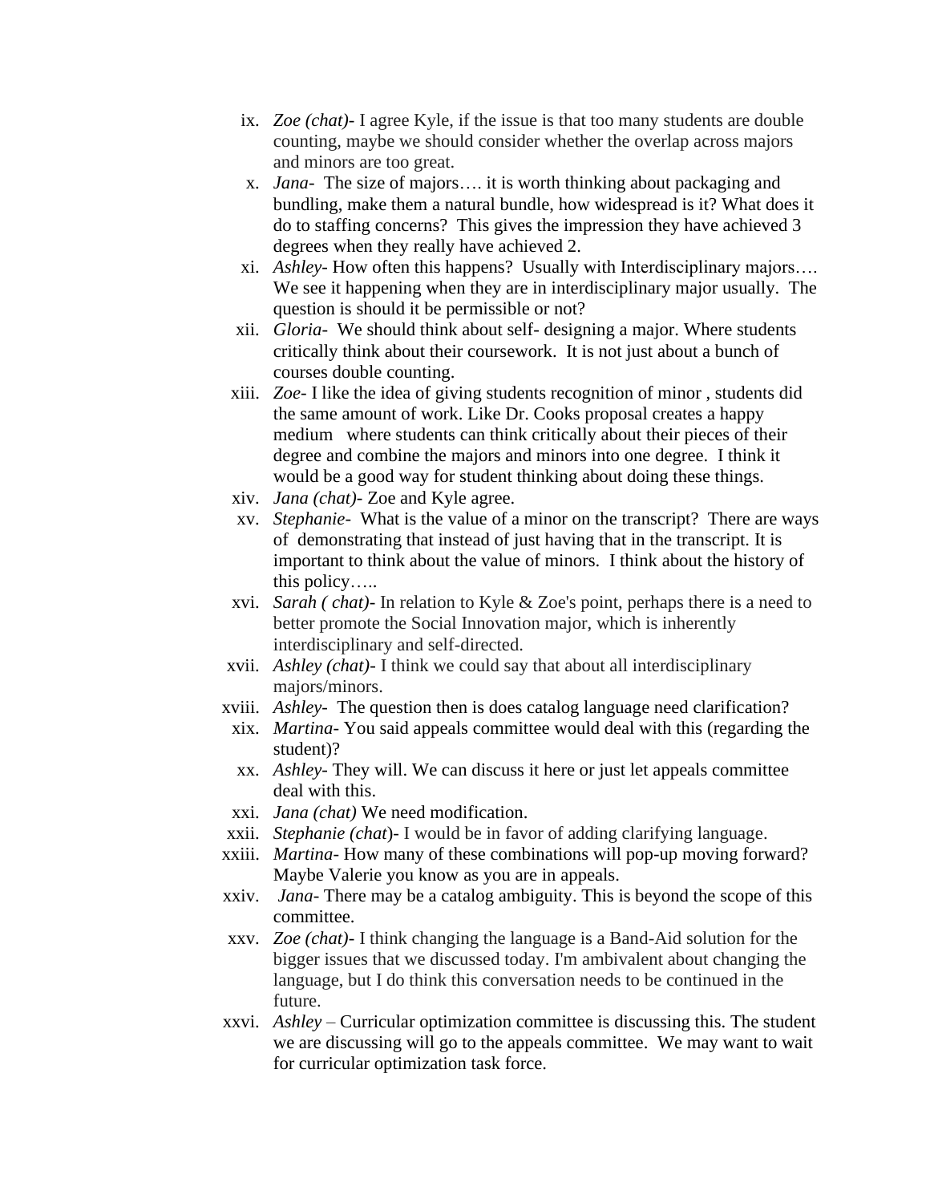ix. *Zoe (chat)*- I agree Kyle, if the issue is that too many students are double counting, maybe we should consider whether the overlap across majors and minors are too great.

x. *Jana*- The size of majors…. it is worth thinking about packaging and bundling, make them a natural bundle, how widespread is it? What does it do to staffing concerns? This gives the impression they have achieved 3 degrees when they really have achieved 2.

xi. *Ashley*- How often this happens? Usually with Interdisciplinary majors…. We see it happening when they are in interdisciplinary major usually. The question is should it be permissible or not?

xii. *Gloria*- We should think about self- designing a major. Where students critically think about their coursework. It is not just about a bunch of courses double counting.

xiii. *Zoe*- I like the idea of giving students recognition of minor , students did the same amount of work. Like Dr. Cooks proposal creates a happy medium where students can think critically about their pieces of their degree and combine the majors and minors into one degree. I think it would be a good way for student thinking about doing these things.

xiv. *Jana (chat)*- Zoe and Kyle agree.

xv. *Stephanie*- What is the value of a minor on the transcript? There are ways of demonstrating that instead of just having that in the transcript. It is important to think about the value of minors. I think about the history of this policy…..

xvi. *Sarah ( chat)*- In relation to Kyle & Zoe's point, perhaps there is a need to better promote the Social Innovation major, which is inherently interdisciplinary and self-directed.

xvii. *Ashley (chat)*- I think we could say that about all interdisciplinary majors/minors.

xviii. *Ashley*- The question then is does catalog language need clarification?

xix. *Martina*- You said appeals committee would deal with this (regarding the student)?

xx. *Ashley*- They will. We can discuss it here or just let appeals committee deal with this.

xxi. *Jana (chat)* We need modification.

xxii. *Stephanie (chat*)- I would be in favor of adding clarifying language.

xxiii. *Martina*- How many of these combinations will pop-up moving forward? Maybe Valerie you know as you are in appeals.

xxiv. *Jana*- There may be a catalog ambiguity. This is beyond the scope of this committee.

xxv. *Zoe (chat)*- I think changing the language is a Band-Aid solution for the bigger issues that we discussed today. I'm ambivalent about changing the language, but I do think this conversation needs to be continued in the future.

xxvi. *Ashley* – Curricular optimization committee is discussing this. The student we are discussing will go to the appeals committee. We may want to wait for curricular optimization task force.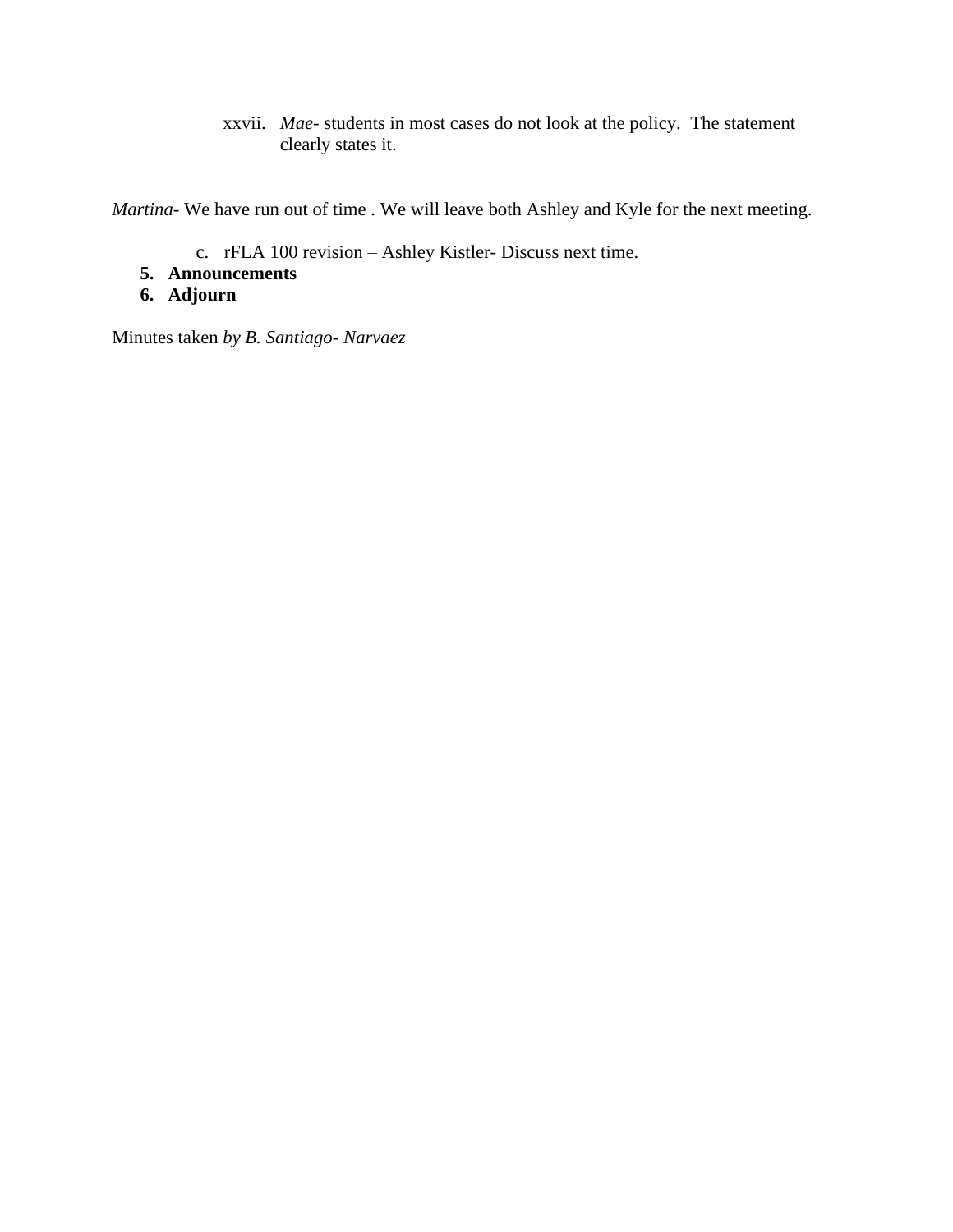xxvii. *Mae*- students in most cases do not look at the policy.  The statement clearly states it.

*Martina*- We have run out of time . We will leave both Ashley and Kyle for the next meeting.

c. rFLA 100 revision – Ashley Kistler- Discuss next time.

5. **Announcements**
6. **Adjourn**

Minutes taken *by B. Santiago- Narvaez*